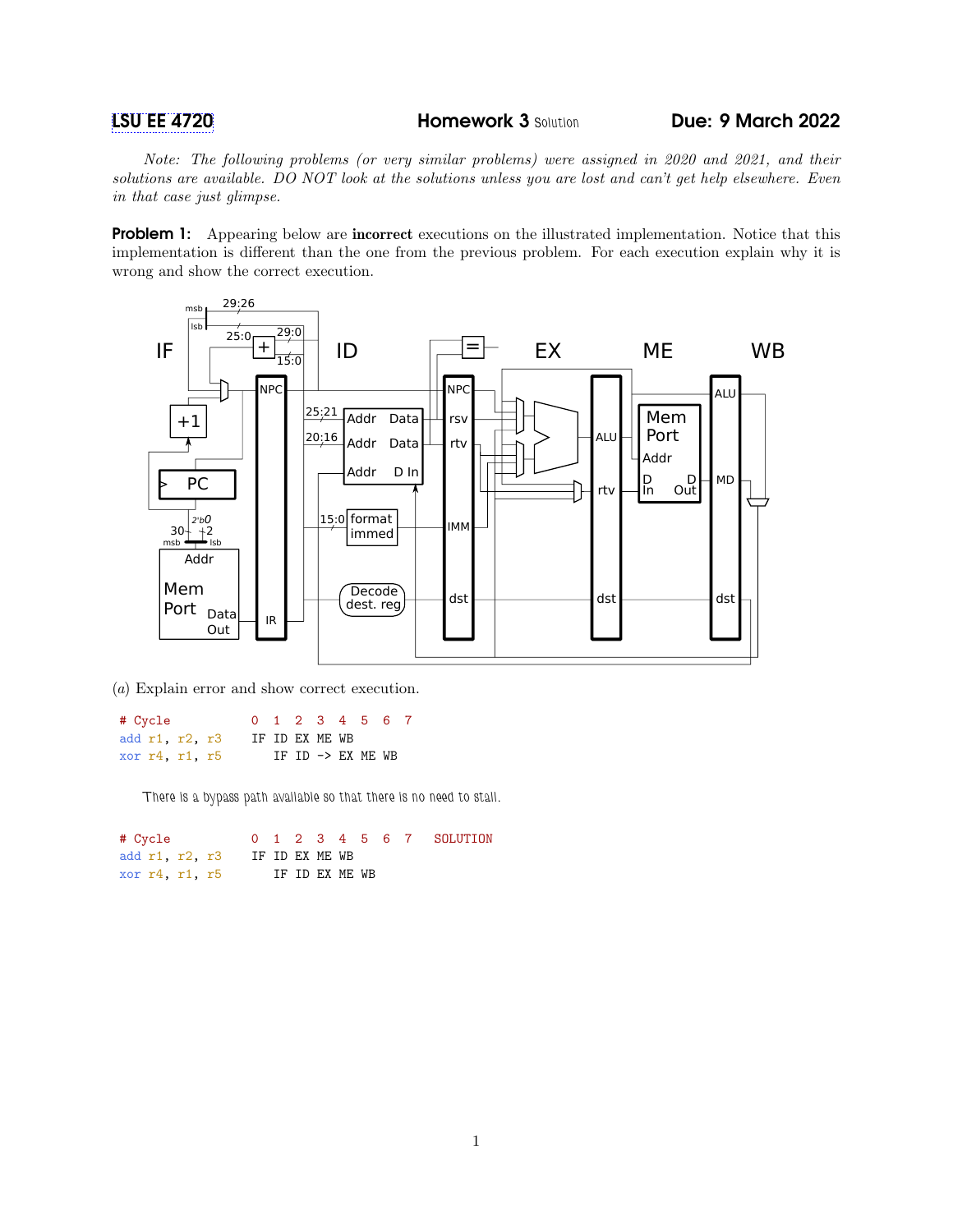**LSU EE 4720** **Homework 3** Solution **Due: 9 March 2022**

*Note: The following problems (or very similar problems) were assigned in 2020 and 2021, and their solutions are available. DO NOT look at the solutions unless you are lost and can't get help elsewhere. Even in that case just glimpse.*

**Problem 1:** Appearing below are **incorrect** executions on the illustrated implementation. Notice that this implementation is different than the one from the previous problem. For each execution explain why it is wrong and show the correct execution.

(*a*) Explain error and show correct execution.

```
# Cycle          0  1  2  3  4  5  6  7
add r1, r2, r3   IF ID EX ME WB
xor r4, r1, r5      IF ID -> EX ME WB
```

There is a bypass path available so that there is no need to stall.

```
# Cycle          0  1  2  3  4  5  6  7   SOLUTION
add r1, r2, r3   IF ID EX ME WB
xor r4, r1, r5      IF ID EX ME WB
```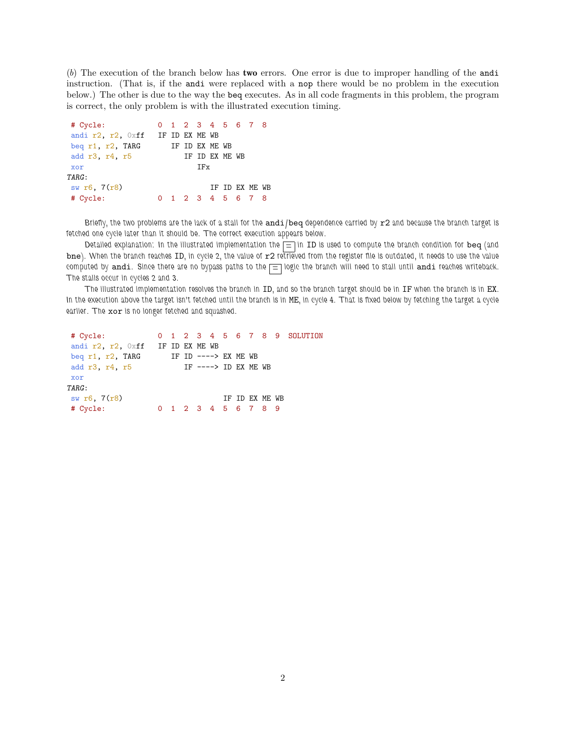(*b*) The execution of the branch below has **two** errors. One error is due to improper handling of the andi instruction. (That is, if the andi were replaced with a nop there would be no problem in the execution below.) The other is due to the way the beq executes. As in all code fragments in this problem, the program is correct, the only problem is with the illustrated execution timing.

```
 # Cycle:            0  1  2  3  4  5  6  7  8
 andi r2, r2, 0xff   IF ID EX ME WB
 beq r1, r2, TARG       IF ID EX ME WB
 add r3, r4, r5            IF ID EX ME WB
 xor                          IFx
TARG:
 sw r6, 7(r8)                    IF ID EX ME WB
 # Cycle:            0  1  2  3  4  5  6  7  8
```

Briefly, the two problems are the lack of a stall for the andi/beq dependence carried by r2 and because the branch target is fetched one cycle later than it should be. The correct execution appears below.

Detailed explanation: In the illustrated implementation the [=] in ID is used to compute the branch condition for beq (and bne). When the branch reaches ID, in cycle 2, the value of r2 retrieved from the register file is outdated, it needs to use the value computed by andi. Since there are no bypass paths to the [=] logic the branch will need to stall until andi reaches writeback. The stalls occur in cycles 2 and 3.

The illustrated implementation resolves the branch in ID, and so the branch target should be in IF when the branch is in EX. In the execution above the target isn't fetched until the branch is in ME, in cycle 4. That is fixed below by fetching the target a cycle earlier. The xor is no longer fetched and squashed.

```
 # Cycle:            0  1  2  3  4  5  6  7  8  9  SOLUTION
 andi r2, r2, 0xff   IF ID EX ME WB
 beq r1, r2, TARG       IF ID ----> EX ME WB
 add r3, r4, r5            IF ----> ID EX ME WB
 xor
TARG:
 sw r6, 7(r8)                          IF ID EX ME WB
 # Cycle:            0  1  2  3  4  5  6  7  8  9
```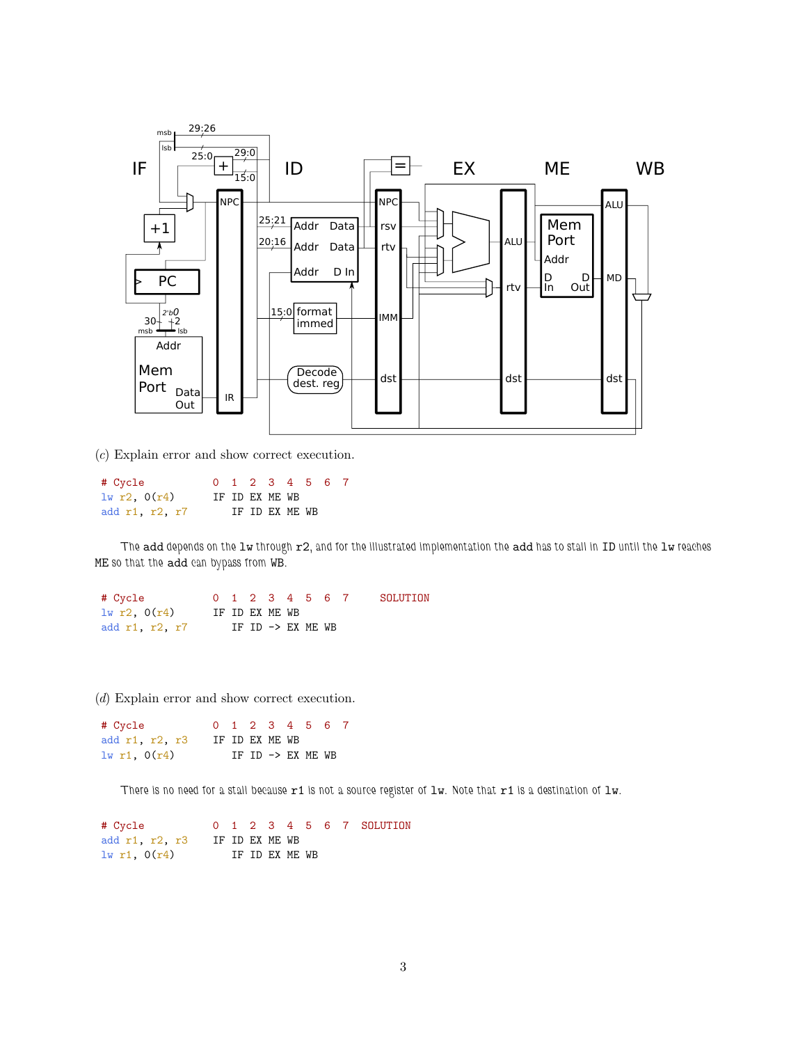(c) Explain error and show correct execution.

```
# Cycle            0  1  2  3  4  5  6  7
lw r2, 0(r4)       IF ID EX ME WB
add r1, r2, r7        IF ID EX ME WB
```

The add depends on the lw through r2, and for the illustrated implementation the add has to stall in ID until the lw reaches ME so that the add can bypass from WB.

```
# Cycle            0  1  2  3  4  5  6  7      SOLUTION
lw r2, 0(r4)       IF ID EX ME WB
add r1, r2, r7        IF ID -> EX ME WB
```

(d) Explain error and show correct execution.

```
# Cycle            0  1  2  3  4  5  6  7
add r1, r2, r3     IF ID EX ME WB
lw r1, 0(r4)          IF ID -> EX ME WB
```

There is no need for a stall because r1 is not a source register of lw. Note that r1 is a destination of lw.

```
# Cycle            0  1  2  3  4  5  6  7  SOLUTION
add r1, r2, r3     IF ID EX ME WB
lw r1, 0(r4)          IF ID EX ME WB
```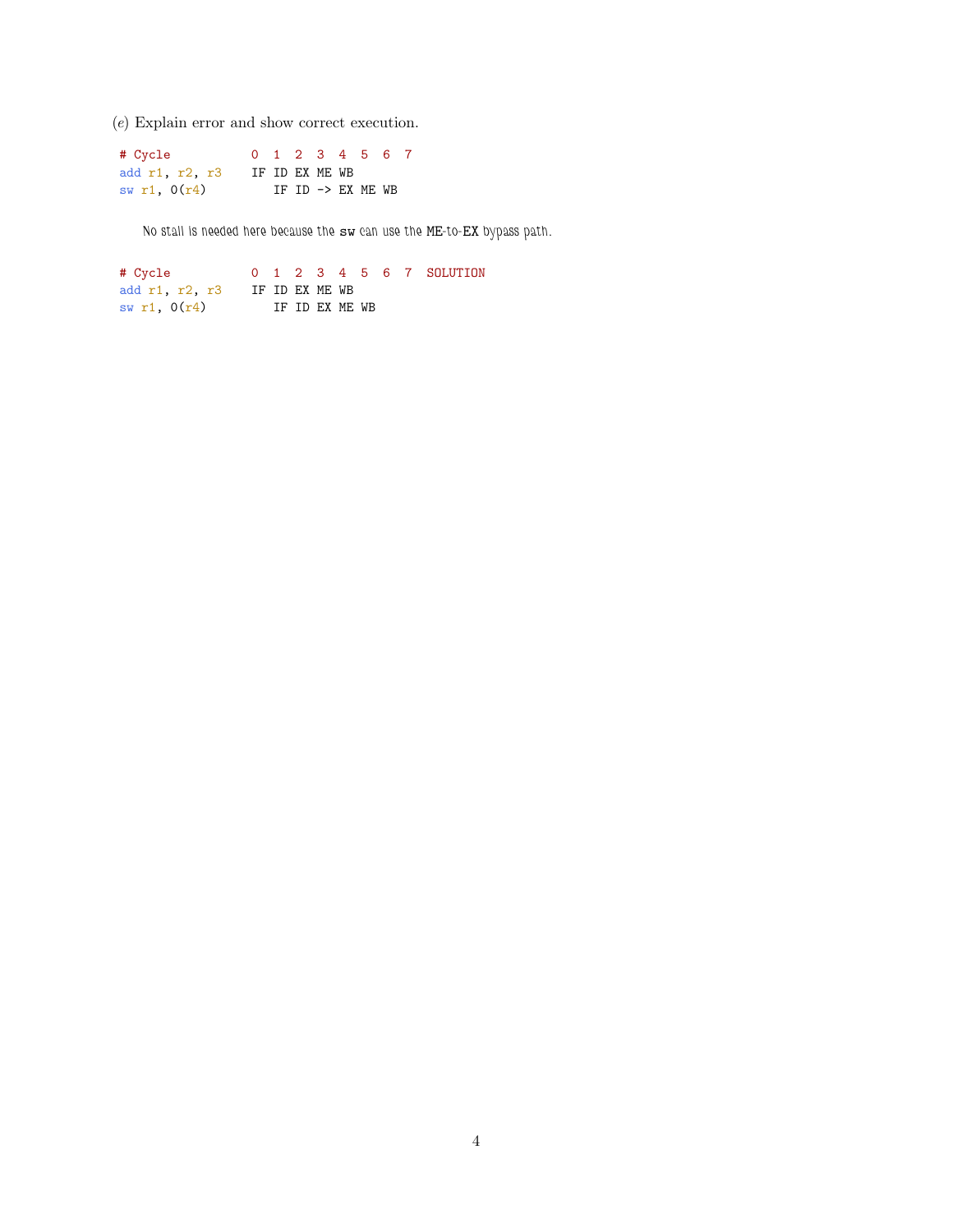(*e*) Explain error and show correct execution.

```
# Cycle           0  1  2  3  4  5  6  7
add r1, r2, r3    IF ID EX ME WB
sw r1, 0(r4)         IF ID -> EX ME WB
```

*No stall is needed here because the `sw` can use the `ME`-to-`EX` bypass path.*

```
# Cycle           0  1  2  3  4  5  6  7  SOLUTION
add r1, r2, r3    IF ID EX ME WB
sw r1, 0(r4)         IF ID EX ME WB
```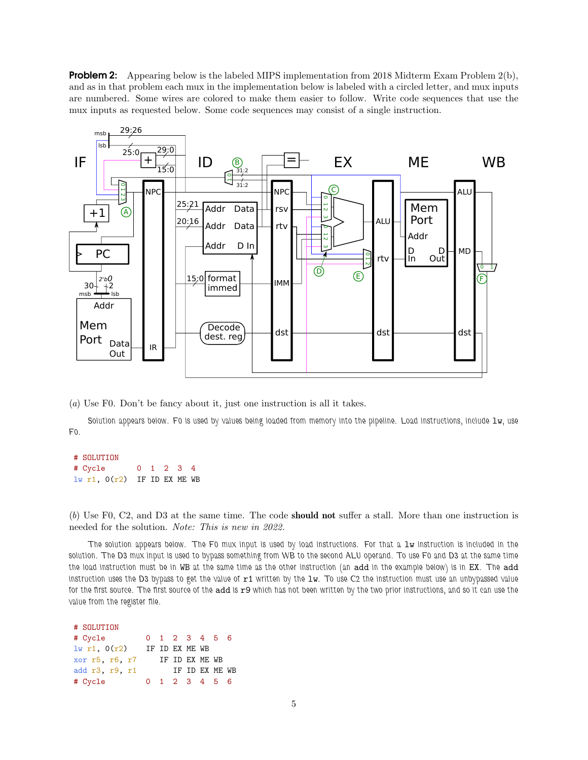**Problem 2:** Appearing below is the labeled MIPS implementation from 2018 Midterm Exam Problem 2(b), and as in that problem each mux in the implementation below is labeled with a circled letter, and mux inputs are numbered. Some wires are colored to make them easier to follow. Write code sequences that use the mux inputs as requested below. Some code sequences may consist of a single instruction.

(*a*) Use F0. Don't be fancy about it, just one instruction is all it takes.

Solution appears below. F0 is used by values being loaded from memory into the pipeline. Load instructions, include `lw`, use F0.

```
# SOLUTION
# Cycle       0  1  2  3  4
lw r1, 0(r2)  IF ID EX ME WB
```

(*b*) Use F0, C2, and D3 at the same time. The code **should not** suffer a stall. More than one instruction is needed for the solution. *Note: This is new in 2022.*

The solution appears below. The F0 mux input is used by load instructions. For that a `lw` instruction is included in the solution. The D3 mux input is used to bypass something from WB to the second ALU operand. To use F0 and D3 at the same time the load instruction must be in WB at the same time as the other instruction (an `add` in the example below) is in EX. The `add` instruction uses the D3 bypass to get the value of `r1` written by the `lw`. To use C2 the instruction must use an unbypassed value for the first source. The first source of the `add` is `r9` which has not been written by the two prior instructions, and so it can use the value from the register file.

```
# SOLUTION
# Cycle          0  1  2  3  4  5  6
lw r1, 0(r2)     IF ID EX ME WB
xor r5, r6, r7      IF ID EX ME WB
add r3, r9, r1         IF ID EX ME WB
# Cycle          0  1  2  3  4  5  6
```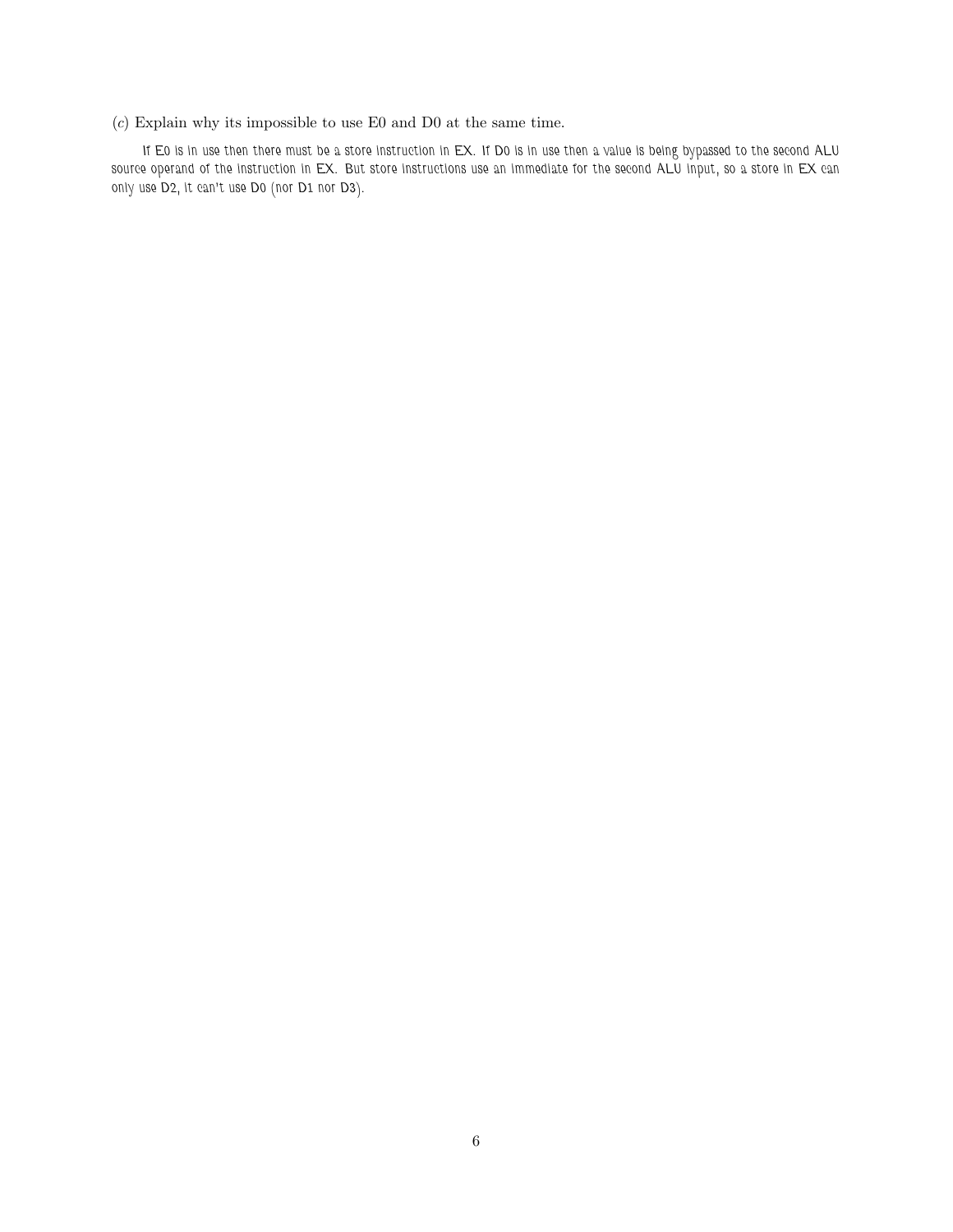(*c*) Explain why its impossible to use E0 and D0 at the same time.

If E0 is in use then there must be a store instruction in EX. If D0 is in use then a value is being bypassed to the second ALU source operand of the instruction in EX. But store instructions use an immediate for the second ALU input, so a store in EX can only use D2, it can't use D0 (nor D1 nor D3).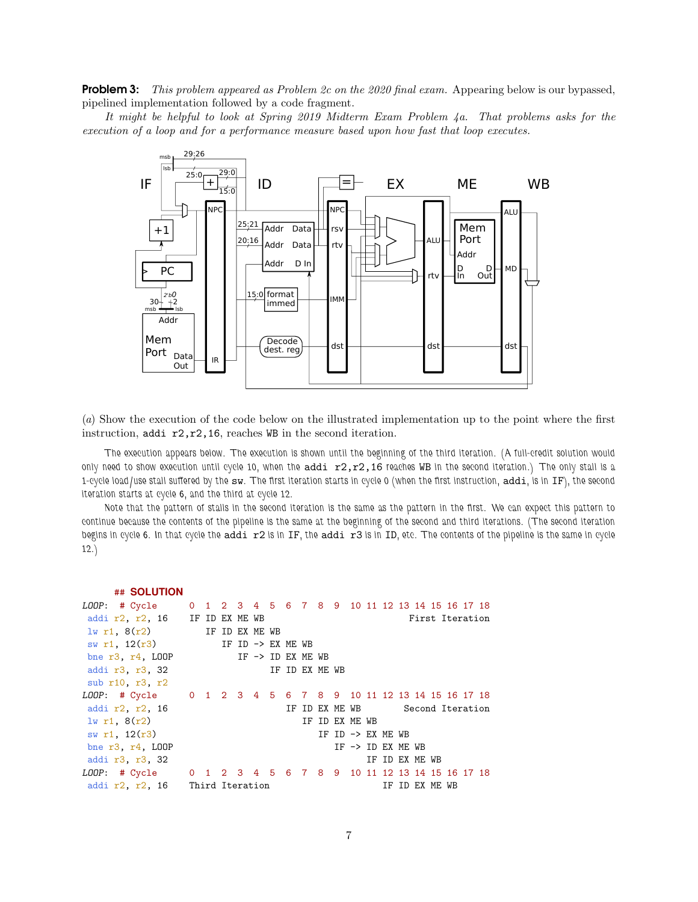**Problem 3:** *This problem appeared as Problem 2c on the 2020 final exam.* Appearing below is our bypassed, pipelined implementation followed by a code fragment.

*It might be helpful to look at Spring 2019 Midterm Exam Problem 4a. That problems asks for the execution of a loop and for a performance measure based upon how fast that loop executes.*

(*a*) Show the execution of the code below on the illustrated implementation up to the point where the first instruction, `addi r2,r2,16`, reaches WB in the second iteration.

The execution appears below. The execution is shown until the beginning of the third iteration. (A full-credit solution would only need to show execution until cycle 10, when the `addi r2,r2,16` reaches WB in the second iteration.) The only stall is a 1-cycle load/use stall suffered by the `sw`. The first iteration starts in cycle 0 (when the first instruction, `addi`, is in IF), the second iteration starts at cycle 6, and the third at cycle 12.

Note that the pattern of stalls in the second iteration is the same as the pattern in the first. We can expect this pattern to continue because the contents of the pipeline is the same at the beginning of the second and third iterations. (The second iteration begins in cycle 6. In that cycle the `addi r2` is in IF, the `addi r3` is in ID, etc. The contents of the pipeline is the same in cycle 12.)

```
 ## SOLUTION
LOOP:  # Cycle        0  1  2  3  4  5  6  7  8  9  10 11 12 13 14 15 16 17 18
 addi r2, r2, 16      IF ID EX ME WB                      First Iteration
 lw r1, 8(r2)            IF ID EX ME WB
 sw r1, 12(r3)              IF ID -> EX ME WB
 bne r3, r4, LOOP              IF -> ID EX ME WB
 addi r3, r3, 32                     IF ID EX ME WB
 sub r10, r3, r2
LOOP:  # Cycle        0  1  2  3  4  5  6  7  8  9  10 11 12 13 14 15 16 17 18
 addi r2, r2, 16                        IF ID EX ME WB     Second Iteration
 lw r1, 8(r2)                              IF ID EX ME WB
 sw r1, 12(r3)                                IF ID -> EX ME WB
 bne r3, r4, LOOP                                IF -> ID EX ME WB
 addi r3, r3, 32                                       IF ID EX ME WB
LOOP:  # Cycle        0  1  2  3  4  5  6  7  8  9  10 11 12 13 14 15 16 17 18
 addi r2, r2, 16      Third Iteration                     IF ID EX ME WB
```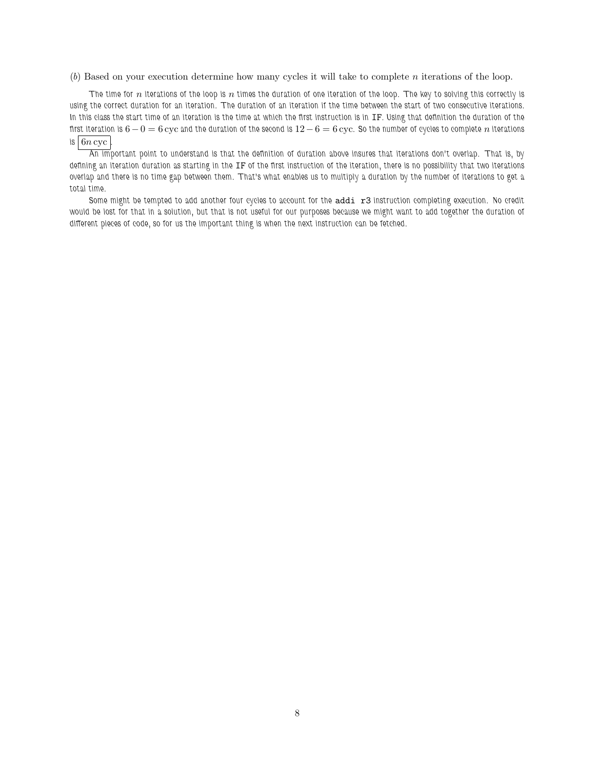(*b*) Based on your execution determine how many cycles it will take to complete $n$ iterations of the loop.

The time for $n$ iterations of the loop is $n$ times the duration of one iteration of the loop. The key to solving this correctly is using the correct duration for an iteration. The duration of an iteration if the time between the start of two consecutive iterations. In this class the start time of an iteration is the time at which the first instruction is in `IF`. Using that definition the duration of the first iteration is $6 - 0 = 6\,\mathrm{cyc}$ and the duration of the second is $12 - 6 = 6\,\mathrm{cyc}$. So the number of cycles to complete $n$ iterations is $\boxed{6n\,\mathrm{cyc}}$.

An important point to understand is that the definition of duration above insures that iterations don't overlap. That is, by defining an iteration duration as starting in the `IF` of the first instruction of the iteration, there is no possibility that two iterations overlap and there is no time gap between them. That's what enables us to multiply a duration by the number of iterations to get a total time.

Some might be tempted to add another four cycles to account for the `addi r3` instruction completing execution. No credit would be lost for that in a solution, but that is not useful for our purposes because we might want to add together the duration of different pieces of code, so for us the important thing is when the next instruction can be fetched.